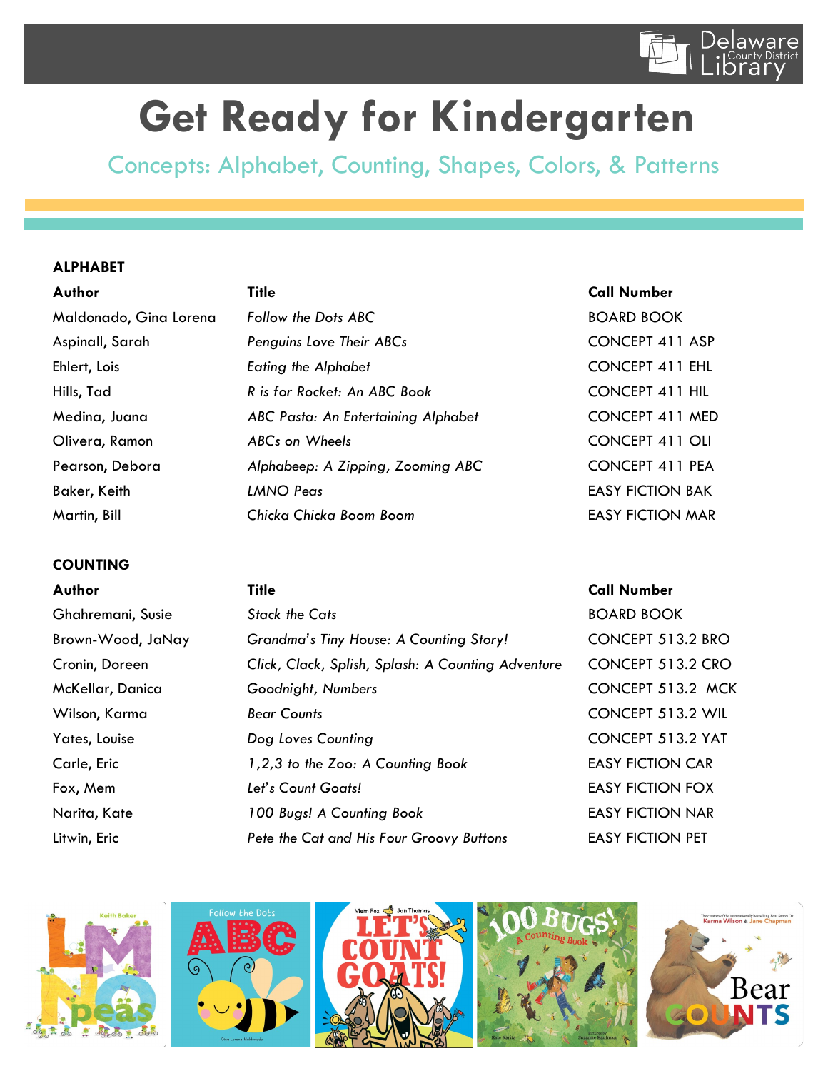# Get Ready for Kindergarten

## Concepts: Alphabet, Counting, Shapes, Colors, & Patterns

### ALPHABET

| Author | Title | Call Number |
| --- | --- | --- |
| Maldonado, Gina Lorena | *Follow the Dots ABC* | BOARD BOOK |
| Aspinall, Sarah | *Penguins Love Their ABCs* | CONCEPT 411 ASP |
| Ehlert, Lois | *Eating the Alphabet* | CONCEPT 411 EHL |
| Hills, Tad | *R is for Rocket: An ABC Book* | CONCEPT 411 HIL |
| Medina, Juana | *ABC Pasta: An Entertaining Alphabet* | CONCEPT 411 MED |
| Olivera, Ramon | *ABCs on Wheels* | CONCEPT 411 OLI |
| Pearson, Debora | *Alphabeep: A Zipping, Zooming ABC* | CONCEPT 411 PEA |
| Baker, Keith | *LMNO Peas* | EASY FICTION BAK |
| Martin, Bill | *Chicka Chicka Boom Boom* | EASY FICTION MAR |

### COUNTING

| Author | Title | Call Number |
| --- | --- | --- |
| Ghahremani, Susie | *Stack the Cats* | BOARD BOOK |
| Brown-Wood, JaNay | *Grandma's Tiny House: A Counting Story!* | CONCEPT 513.2 BRO |
| Cronin, Doreen | *Click, Clack, Splish, Splash: A Counting Adventure* | CONCEPT 513.2 CRO |
| McKellar, Danica | *Goodnight, Numbers* | CONCEPT 513.2 MCK |
| Wilson, Karma | *Bear Counts* | CONCEPT 513.2 WIL |
| Yates, Louise | *Dog Loves Counting* | CONCEPT 513.2 YAT |
| Carle, Eric | *1,2,3 to the Zoo: A Counting Book* | EASY FICTION CAR |
| Fox, Mem | *Let's Count Goats!* | EASY FICTION FOX |
| Narita, Kate | *100 Bugs! A Counting Book* | EASY FICTION NAR |
| Litwin, Eric | *Pete the Cat and His Four Groovy Buttons* | EASY FICTION PET |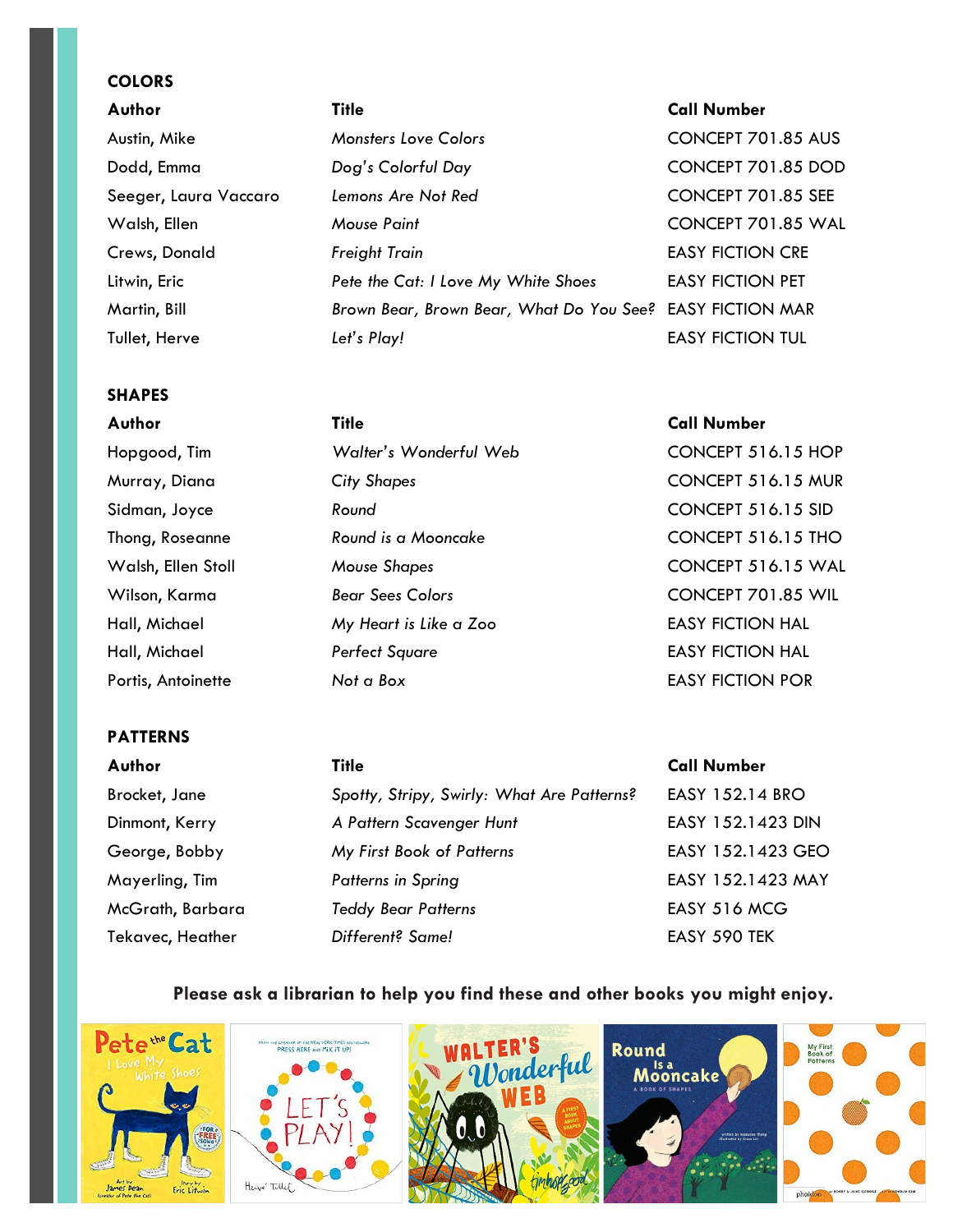## COLORS

| Author | Title | Call Number |
| --- | --- | --- |
| Austin, Mike | *Monsters Love Colors* | CONCEPT 701.85 AUS |
| Dodd, Emma | *Dog's Colorful Day* | CONCEPT 701.85 DOD |
| Seeger, Laura Vaccaro | *Lemons Are Not Red* | CONCEPT 701.85 SEE |
| Walsh, Ellen | *Mouse Paint* | CONCEPT 701.85 WAL |
| Crews, Donald | *Freight Train* | EASY FICTION CRE |
| Litwin, Eric | *Pete the Cat: I Love My White Shoes* | EASY FICTION PET |
| Martin, Bill | *Brown Bear, Brown Bear, What Do You See?* | EASY FICTION MAR |
| Tullet, Herve | *Let's Play!* | EASY FICTION TUL |

## SHAPES

| Author | Title | Call Number |
| --- | --- | --- |
| Hopgood, Tim | *Walter's Wonderful Web* | CONCEPT 516.15 HOP |
| Murray, Diana | *City Shapes* | CONCEPT 516.15 MUR |
| Sidman, Joyce | *Round* | CONCEPT 516.15 SID |
| Thong, Roseanne | *Round is a Mooncake* | CONCEPT 516.15 THO |
| Walsh, Ellen Stoll | *Mouse Shapes* | CONCEPT 516.15 WAL |
| Wilson, Karma | *Bear Sees Colors* | CONCEPT 701.85 WIL |
| Hall, Michael | *My Heart is Like a Zoo* | EASY FICTION HAL |
| Hall, Michael | *Perfect Square* | EASY FICTION HAL |
| Portis, Antoinette | *Not a Box* | EASY FICTION POR |

## PATTERNS

| Author | Title | Call Number |
| --- | --- | --- |
| Brocket, Jane | *Spotty, Stripy, Swirly: What Are Patterns?* | EASY 152.14 BRO |
| Dinmont, Kerry | *A Pattern Scavenger Hunt* | EASY 152.1423 DIN |
| George, Bobby | *My First Book of Patterns* | EASY 152.1423 GEO |
| Mayerling, Tim | *Patterns in Spring* | EASY 152.1423 MAY |
| McGrath, Barbara | *Teddy Bear Patterns* | EASY 516 MCG |
| Tekavec, Heather | *Different? Same!* | EASY 590 TEK |

**Please ask a librarian to help you find these and other books you might enjoy.**